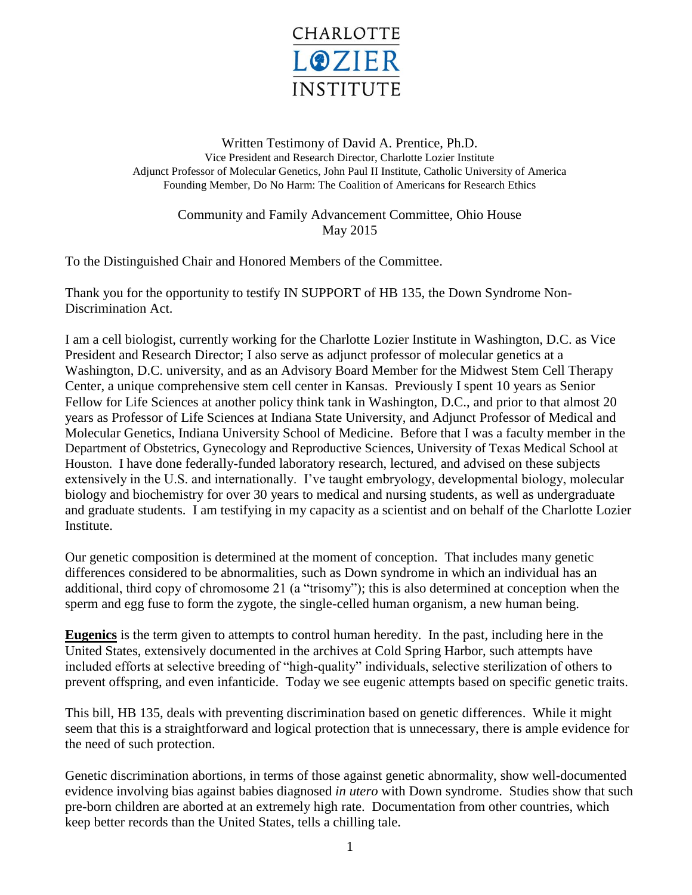CHARLOTTE LOZIER INSTITUTE

Written Testimony of David A. Prentice, Ph.D.
Vice President and Research Director, Charlotte Lozier Institute
Adjunct Professor of Molecular Genetics, John Paul II Institute, Catholic University of America
Founding Member, Do No Harm: The Coalition of Americans for Research Ethics

Community and Family Advancement Committee, Ohio House
May 2015

To the Distinguished Chair and Honored Members of the Committee.

Thank you for the opportunity to testify IN SUPPORT of HB 135, the Down Syndrome Non-Discrimination Act.

I am a cell biologist, currently working for the Charlotte Lozier Institute in Washington, D.C. as Vice President and Research Director; I also serve as adjunct professor of molecular genetics at a Washington, D.C. university, and as an Advisory Board Member for the Midwest Stem Cell Therapy Center, a unique comprehensive stem cell center in Kansas. Previously I spent 10 years as Senior Fellow for Life Sciences at another policy think tank in Washington, D.C., and prior to that almost 20 years as Professor of Life Sciences at Indiana State University, and Adjunct Professor of Medical and Molecular Genetics, Indiana University School of Medicine. Before that I was a faculty member in the Department of Obstetrics, Gynecology and Reproductive Sciences, University of Texas Medical School at Houston. I have done federally-funded laboratory research, lectured, and advised on these subjects extensively in the U.S. and internationally. I've taught embryology, developmental biology, molecular biology and biochemistry for over 30 years to medical and nursing students, as well as undergraduate and graduate students. I am testifying in my capacity as a scientist and on behalf of the Charlotte Lozier Institute.

Our genetic composition is determined at the moment of conception. That includes many genetic differences considered to be abnormalities, such as Down syndrome in which an individual has an additional, third copy of chromosome 21 (a "trisomy"); this is also determined at conception when the sperm and egg fuse to form the zygote, the single-celled human organism, a new human being.

**Eugenics** is the term given to attempts to control human heredity. In the past, including here in the United States, extensively documented in the archives at Cold Spring Harbor, such attempts have included efforts at selective breeding of "high-quality" individuals, selective sterilization of others to prevent offspring, and even infanticide. Today we see eugenic attempts based on specific genetic traits.

This bill, HB 135, deals with preventing discrimination based on genetic differences. While it might seem that this is a straightforward and logical protection that is unnecessary, there is ample evidence for the need of such protection.

Genetic discrimination abortions, in terms of those against genetic abnormality, show well-documented evidence involving bias against babies diagnosed *in utero* with Down syndrome. Studies show that such pre-born children are aborted at an extremely high rate. Documentation from other countries, which keep better records than the United States, tells a chilling tale.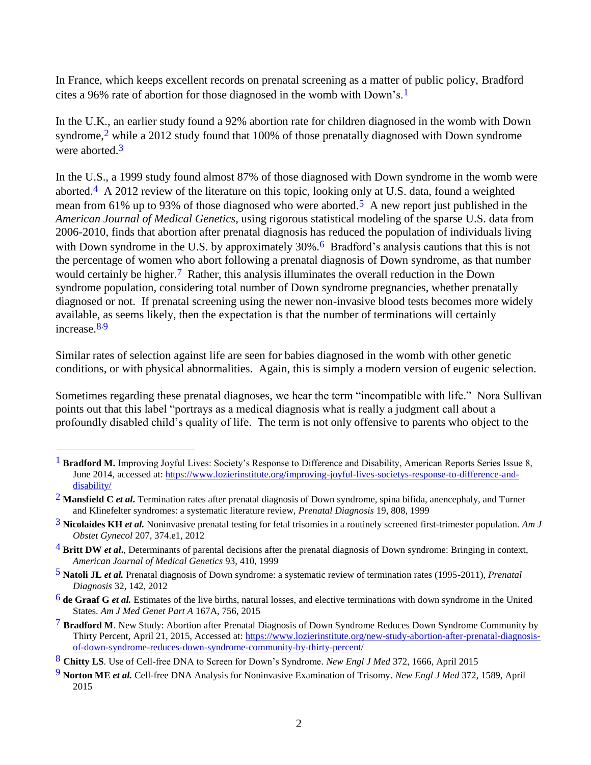In France, which keeps excellent records on prenatal screening as a matter of public policy, Bradford cites a 96% rate of abortion for those diagnosed in the womb with Down's.[1]

In the U.K., an earlier study found a 92% abortion rate for children diagnosed in the womb with Down syndrome,[2] while a 2012 study found that 100% of those prenatally diagnosed with Down syndrome were aborted.[3]

In the U.S., a 1999 study found almost 87% of those diagnosed with Down syndrome in the womb were aborted.[4] A 2012 review of the literature on this topic, looking only at U.S. data, found a weighted mean from 61% up to 93% of those diagnosed who were aborted.[5] A new report just published in the *American Journal of Medical Genetics*, using rigorous statistical modeling of the sparse U.S. data from 2006-2010, finds that abortion after prenatal diagnosis has reduced the population of individuals living with Down syndrome in the U.S. by approximately 30%.[6] Bradford's analysis cautions that this is not the percentage of women who abort following a prenatal diagnosis of Down syndrome, as that number would certainly be higher.[7] Rather, this analysis illuminates the overall reduction in the Down syndrome population, considering total number of Down syndrome pregnancies, whether prenatally diagnosed or not. If prenatal screening using the newer non-invasive blood tests becomes more widely available, as seems likely, then the expectation is that the number of terminations will certainly increase.[8,9]

Similar rates of selection against life are seen for babies diagnosed in the womb with other genetic conditions, or with physical abnormalities. Again, this is simply a modern version of eugenic selection.

Sometimes regarding these prenatal diagnoses, we hear the term "incompatible with life." Nora Sullivan points out that this label "portrays as a medical diagnosis what is really a judgment call about a profoundly disabled child's quality of life. The term is not only offensive to parents who object to the

---

[1] **Bradford M.** Improving Joyful Lives: Society's Response to Difference and Disability, American Reports Series Issue 8, June 2014, accessed at: https://www.lozierinstitute.org/improving-joyful-lives-societys-response-to-difference-and-disability/

[2] **Mansfield C *et al*.** Termination rates after prenatal diagnosis of Down syndrome, spina bifida, anencephaly, and Turner and Klinefelter syndromes: a systematic literature review, *Prenatal Diagnosis* 19, 808, 1999

[3] **Nicolaides KH *et al.*** Noninvasive prenatal testing for fetal trisomies in a routinely screened first-trimester population. *Am J Obstet Gynecol* 207, 374.e1, 2012

[4] **Britt DW *et al*.**, Determinants of parental decisions after the prenatal diagnosis of Down syndrome: Bringing in context, *American Journal of Medical Genetics* 93, 410, 1999

[5] **Natoli JL *et al.*** Prenatal diagnosis of Down syndrome: a systematic review of termination rates (1995-2011), *Prenatal Diagnosis* 32, 142, 2012

[6] **de Graaf G *et al.*** Estimates of the live births, natural losses, and elective terminations with down syndrome in the United States. *Am J Med Genet Part A* 167A, 756, 2015

[7] **Bradford M**. New Study: Abortion after Prenatal Diagnosis of Down Syndrome Reduces Down Syndrome Community by Thirty Percent, April 21, 2015, Accessed at: https://www.lozierinstitute.org/new-study-abortion-after-prenatal-diagnosis-of-down-syndrome-reduces-down-syndrome-community-by-thirty-percent/

[8] **Chitty LS**. Use of Cell-free DNA to Screen for Down's Syndrome. *New Engl J Med* 372, 1666, April 2015

[9] **Norton ME *et al.*** Cell-free DNA Analysis for Noninvasive Examination of Trisomy. *New Engl J Med* 372, 1589, April 2015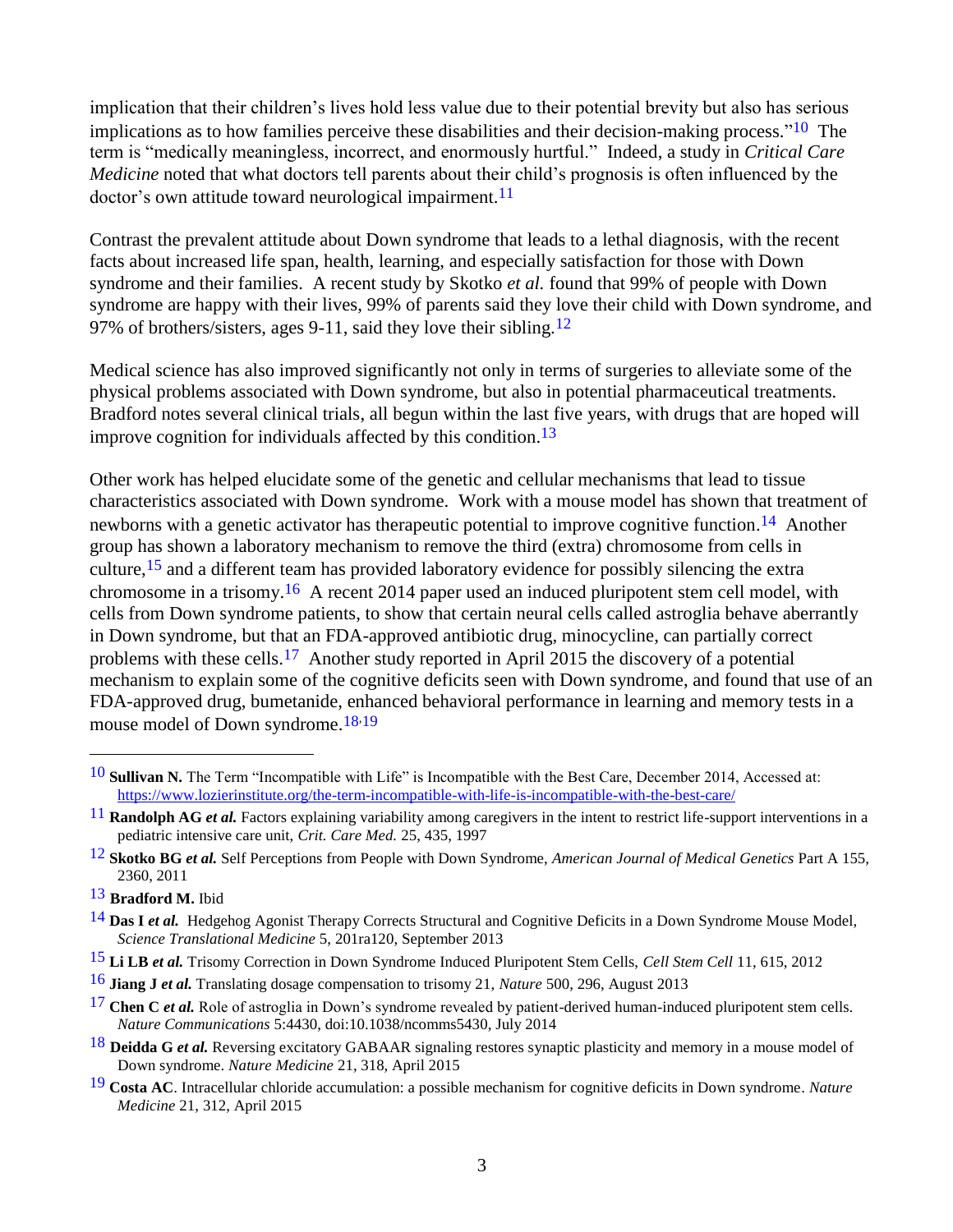implication that their children's lives hold less value due to their potential brevity but also has serious implications as to how families perceive these disabilities and their decision-making process."[10] The term is "medically meaningless, incorrect, and enormously hurtful." Indeed, a study in *Critical Care Medicine* noted that what doctors tell parents about their child's prognosis is often influenced by the doctor's own attitude toward neurological impairment.[11]

Contrast the prevalent attitude about Down syndrome that leads to a lethal diagnosis, with the recent facts about increased life span, health, learning, and especially satisfaction for those with Down syndrome and their families. A recent study by Skotko *et al.* found that 99% of people with Down syndrome are happy with their lives, 99% of parents said they love their child with Down syndrome, and 97% of brothers/sisters, ages 9-11, said they love their sibling.[12]

Medical science has also improved significantly not only in terms of surgeries to alleviate some of the physical problems associated with Down syndrome, but also in potential pharmaceutical treatments. Bradford notes several clinical trials, all begun within the last five years, with drugs that are hoped will improve cognition for individuals affected by this condition.[13]

Other work has helped elucidate some of the genetic and cellular mechanisms that lead to tissue characteristics associated with Down syndrome. Work with a mouse model has shown that treatment of newborns with a genetic activator has therapeutic potential to improve cognitive function.[14] Another group has shown a laboratory mechanism to remove the third (extra) chromosome from cells in culture,[15] and a different team has provided laboratory evidence for possibly silencing the extra chromosome in a trisomy.[16] A recent 2014 paper used an induced pluripotent stem cell model, with cells from Down syndrome patients, to show that certain neural cells called astroglia behave aberrantly in Down syndrome, but that an FDA-approved antibiotic drug, minocycline, can partially correct problems with these cells.[17] Another study reported in April 2015 the discovery of a potential mechanism to explain some of the cognitive deficits seen with Down syndrome, and found that use of an FDA-approved drug, bumetanide, enhanced behavioral performance in learning and memory tests in a mouse model of Down syndrome.[18,19]

---

[10] **Sullivan N.** The Term "Incompatible with Life" is Incompatible with the Best Care, December 2014, Accessed at: https://www.lozierinstitute.org/the-term-incompatible-with-life-is-incompatible-with-the-best-care/

[11] **Randolph AG *et al.*** Factors explaining variability among caregivers in the intent to restrict life-support interventions in a pediatric intensive care unit, *Crit. Care Med.* 25, 435, 1997

[12] **Skotko BG *et al.*** Self Perceptions from People with Down Syndrome, *American Journal of Medical Genetics* Part A 155, 2360, 2011

[13] **Bradford M.** Ibid

[14] **Das I *et al.*** Hedgehog Agonist Therapy Corrects Structural and Cognitive Deficits in a Down Syndrome Mouse Model, *Science Translational Medicine* 5, 201ra120, September 2013

[15] **Li LB *et al.*** Trisomy Correction in Down Syndrome Induced Pluripotent Stem Cells, *Cell Stem Cell* 11, 615, 2012

[16] **Jiang J *et al.*** Translating dosage compensation to trisomy 21, *Nature* 500, 296, August 2013

[17] **Chen C *et al.*** Role of astroglia in Down's syndrome revealed by patient-derived human-induced pluripotent stem cells. *Nature Communications* 5:4430, doi:10.1038/ncomms5430, July 2014

[18] **Deidda G *et al.*** Reversing excitatory GABAAR signaling restores synaptic plasticity and memory in a mouse model of Down syndrome. *Nature Medicine* 21, 318, April 2015

[19] **Costa AC**. Intracellular chloride accumulation: a possible mechanism for cognitive deficits in Down syndrome. *Nature Medicine* 21, 312, April 2015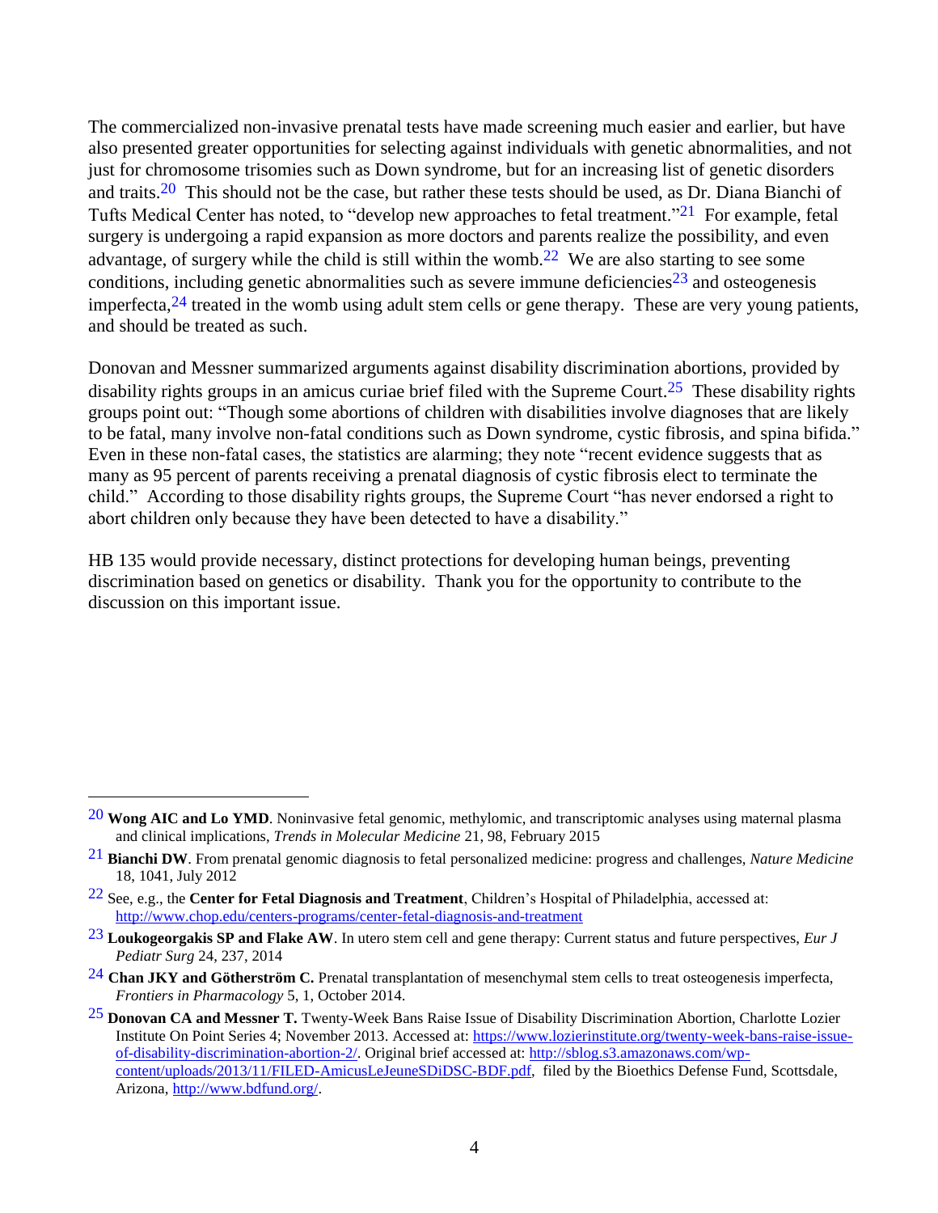The commercialized non-invasive prenatal tests have made screening much easier and earlier, but have also presented greater opportunities for selecting against individuals with genetic abnormalities, and not just for chromosome trisomies such as Down syndrome, but for an increasing list of genetic disorders and traits.[20] This should not be the case, but rather these tests should be used, as Dr. Diana Bianchi of Tufts Medical Center has noted, to "develop new approaches to fetal treatment."[21] For example, fetal surgery is undergoing a rapid expansion as more doctors and parents realize the possibility, and even advantage, of surgery while the child is still within the womb.[22] We are also starting to see some conditions, including genetic abnormalities such as severe immune deficiencies[23] and osteogenesis imperfecta,[24] treated in the womb using adult stem cells or gene therapy. These are very young patients, and should be treated as such.

Donovan and Messner summarized arguments against disability discrimination abortions, provided by disability rights groups in an amicus curiae brief filed with the Supreme Court.[25] These disability rights groups point out: "Though some abortions of children with disabilities involve diagnoses that are likely to be fatal, many involve non-fatal conditions such as Down syndrome, cystic fibrosis, and spina bifida." Even in these non-fatal cases, the statistics are alarming; they note "recent evidence suggests that as many as 95 percent of parents receiving a prenatal diagnosis of cystic fibrosis elect to terminate the child." According to those disability rights groups, the Supreme Court "has never endorsed a right to abort children only because they have been detected to have a disability."

HB 135 would provide necessary, distinct protections for developing human beings, preventing discrimination based on genetics or disability. Thank you for the opportunity to contribute to the discussion on this important issue.

---

[20] **Wong AIC and Lo YMD**. Noninvasive fetal genomic, methylomic, and transcriptomic analyses using maternal plasma and clinical implications, *Trends in Molecular Medicine* 21, 98, February 2015

[21] **Bianchi DW**. From prenatal genomic diagnosis to fetal personalized medicine: progress and challenges, *Nature Medicine* 18, 1041, July 2012

[22] See, e.g., the **Center for Fetal Diagnosis and Treatment**, Children's Hospital of Philadelphia, accessed at: http://www.chop.edu/centers-programs/center-fetal-diagnosis-and-treatment

[23] **Loukogeorgakis SP and Flake AW**. In utero stem cell and gene therapy: Current status and future perspectives, *Eur J Pediatr Surg* 24, 237, 2014

[24] **Chan JKY and Götherström C.** Prenatal transplantation of mesenchymal stem cells to treat osteogenesis imperfecta, *Frontiers in Pharmacology* 5, 1, October 2014.

[25] **Donovan CA and Messner T.** Twenty-Week Bans Raise Issue of Disability Discrimination Abortion, Charlotte Lozier Institute On Point Series 4; November 2013. Accessed at: https://www.lozierinstitute.org/twenty-week-bans-raise-issue-of-disability-discrimination-abortion-2/. Original brief accessed at: http://sblog.s3.amazonaws.com/wp-content/uploads/2013/11/FILED-AmicusLeJeuneSDiDSC-BDF.pdf, filed by the Bioethics Defense Fund, Scottsdale, Arizona, http://www.bdfund.org/.